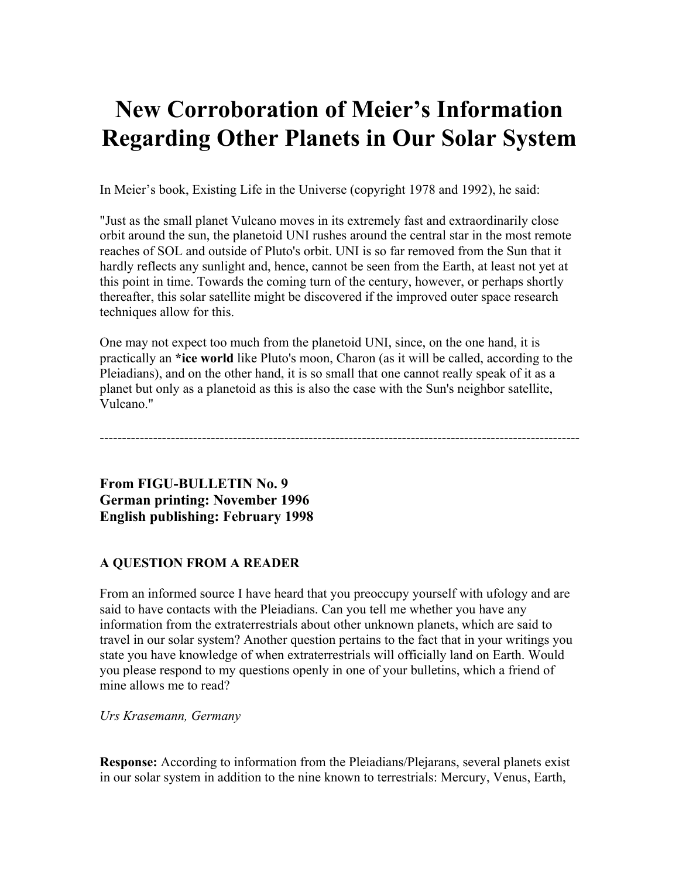# New Corroboration of Meier's Information Regarding Other Planets in Our Solar System

In Meier's book, Existing Life in the Universe (copyright 1978 and 1992), he said:

"Just as the small planet Vulcano moves in its extremely fast and extraordinarily close orbit around the sun, the planetoid UNI rushes around the central star in the most remote reaches of SOL and outside of Pluto's orbit. UNI is so far removed from the Sun that it hardly reflects any sunlight and, hence, cannot be seen from the Earth, at least not yet at this point in time. Towards the coming turn of the century, however, or perhaps shortly thereafter, this solar satellite might be discovered if the improved outer space research techniques allow for this.

One may not expect too much from the planetoid UNI, since, on the one hand, it is practically an ***ice world** like Pluto's moon, Charon (as it will be called, according to the Pleiadians), and on the other hand, it is so small that one cannot really speak of it as a planet but only as a planetoid as this is also the case with the Sun's neighbor satellite, Vulcano."

---

**From FIGU-BULLETIN No. 9**
**German printing: November 1996**
**English publishing: February 1998**

**A QUESTION FROM A READER**

From an informed source I have heard that you preoccupy yourself with ufology and are said to have contacts with the Pleiadians. Can you tell me whether you have any information from the extraterrestrials about other unknown planets, which are said to travel in our solar system? Another question pertains to the fact that in your writings you state you have knowledge of when extraterrestrials will officially land on Earth. Would you please respond to my questions openly in one of your bulletins, which a friend of mine allows me to read?

*Urs Krasemann, Germany*

**Response:** According to information from the Pleiadians/Plejarans, several planets exist in our solar system in addition to the nine known to terrestrials: Mercury, Venus, Earth,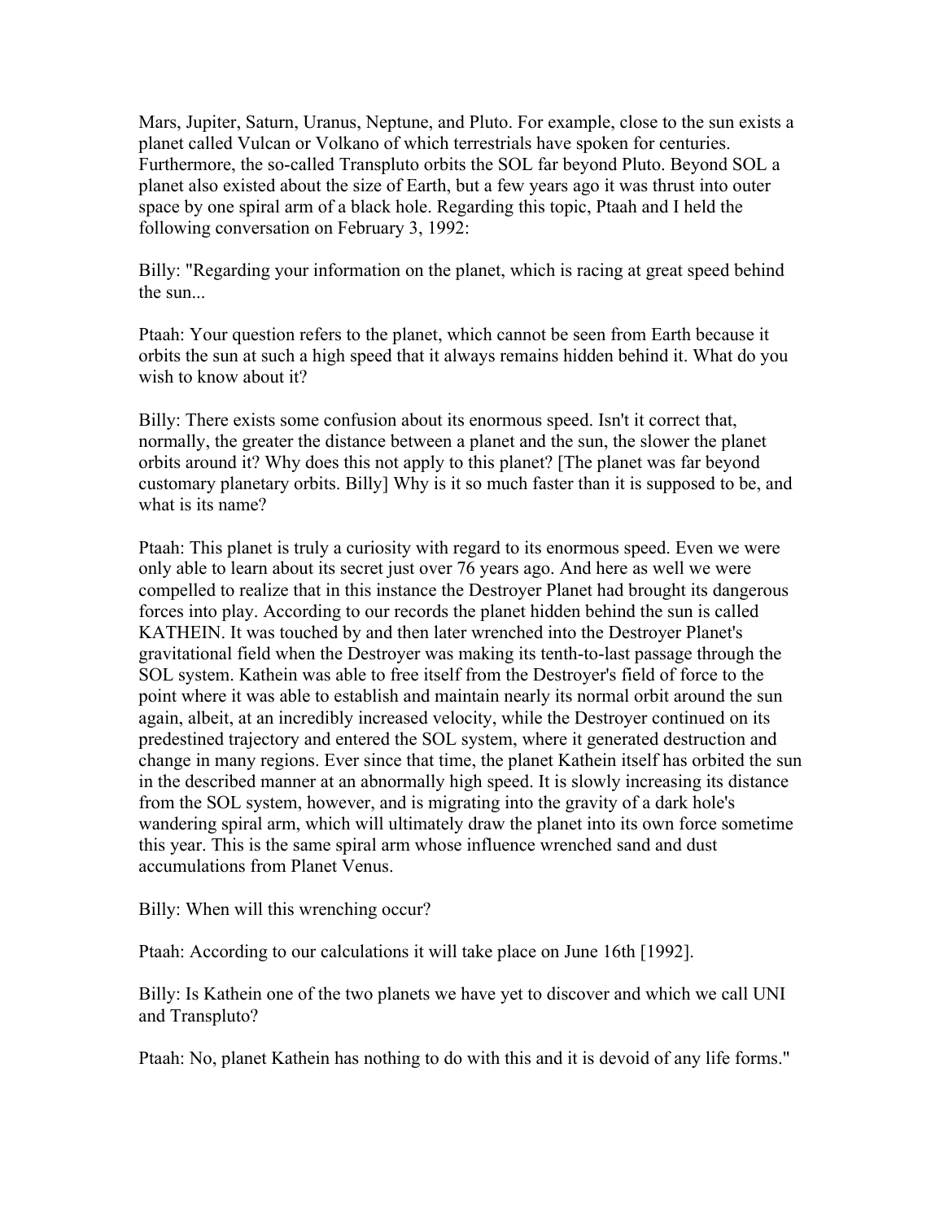Mars, Jupiter, Saturn, Uranus, Neptune, and Pluto. For example, close to the sun exists a planet called Vulcan or Volkano of which terrestrials have spoken for centuries. Furthermore, the so-called Transpluto orbits the SOL far beyond Pluto. Beyond SOL a planet also existed about the size of Earth, but a few years ago it was thrust into outer space by one spiral arm of a black hole. Regarding this topic, Ptaah and I held the following conversation on February 3, 1992:

Billy: "Regarding your information on the planet, which is racing at great speed behind the sun...

Ptaah: Your question refers to the planet, which cannot be seen from Earth because it orbits the sun at such a high speed that it always remains hidden behind it. What do you wish to know about it?

Billy: There exists some confusion about its enormous speed. Isn't it correct that, normally, the greater the distance between a planet and the sun, the slower the planet orbits around it? Why does this not apply to this planet? [The planet was far beyond customary planetary orbits. Billy] Why is it so much faster than it is supposed to be, and what is its name?

Ptaah: This planet is truly a curiosity with regard to its enormous speed. Even we were only able to learn about its secret just over 76 years ago. And here as well we were compelled to realize that in this instance the Destroyer Planet had brought its dangerous forces into play. According to our records the planet hidden behind the sun is called KATHEIN. It was touched by and then later wrenched into the Destroyer Planet's gravitational field when the Destroyer was making its tenth-to-last passage through the SOL system. Kathein was able to free itself from the Destroyer's field of force to the point where it was able to establish and maintain nearly its normal orbit around the sun again, albeit, at an incredibly increased velocity, while the Destroyer continued on its predestined trajectory and entered the SOL system, where it generated destruction and change in many regions. Ever since that time, the planet Kathein itself has orbited the sun in the described manner at an abnormally high speed. It is slowly increasing its distance from the SOL system, however, and is migrating into the gravity of a dark hole's wandering spiral arm, which will ultimately draw the planet into its own force sometime this year. This is the same spiral arm whose influence wrenched sand and dust accumulations from Planet Venus.

Billy: When will this wrenching occur?

Ptaah: According to our calculations it will take place on June 16th [1992].

Billy: Is Kathein one of the two planets we have yet to discover and which we call UNI and Transpluto?

Ptaah: No, planet Kathein has nothing to do with this and it is devoid of any life forms."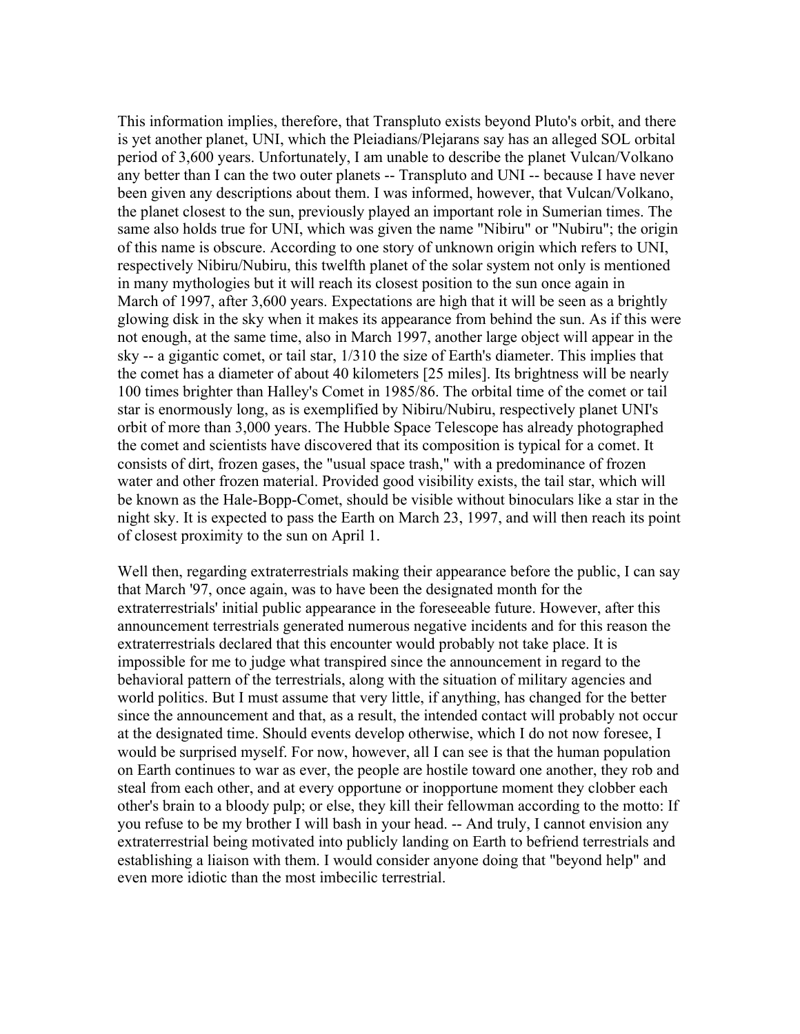This information implies, therefore, that Transpluto exists beyond Pluto's orbit, and there is yet another planet, UNI, which the Pleiadians/Plejarans say has an alleged SOL orbital period of 3,600 years. Unfortunately, I am unable to describe the planet Vulcan/Volkano any better than I can the two outer planets -- Transpluto and UNI -- because I have never been given any descriptions about them. I was informed, however, that Vulcan/Volkano, the planet closest to the sun, previously played an important role in Sumerian times. The same also holds true for UNI, which was given the name "Nibiru" or "Nubiru"; the origin of this name is obscure. According to one story of unknown origin which refers to UNI, respectively Nibiru/Nubiru, this twelfth planet of the solar system not only is mentioned in many mythologies but it will reach its closest position to the sun once again in March of 1997, after 3,600 years. Expectations are high that it will be seen as a brightly glowing disk in the sky when it makes its appearance from behind the sun. As if this were not enough, at the same time, also in March 1997, another large object will appear in the sky -- a gigantic comet, or tail star, 1/310 the size of Earth's diameter. This implies that the comet has a diameter of about 40 kilometers [25 miles]. Its brightness will be nearly 100 times brighter than Halley's Comet in 1985/86. The orbital time of the comet or tail star is enormously long, as is exemplified by Nibiru/Nubiru, respectively planet UNI's orbit of more than 3,000 years. The Hubble Space Telescope has already photographed the comet and scientists have discovered that its composition is typical for a comet. It consists of dirt, frozen gases, the "usual space trash," with a predominance of frozen water and other frozen material. Provided good visibility exists, the tail star, which will be known as the Hale-Bopp-Comet, should be visible without binoculars like a star in the night sky. It is expected to pass the Earth on March 23, 1997, and will then reach its point of closest proximity to the sun on April 1.

Well then, regarding extraterrestrials making their appearance before the public, I can say that March '97, once again, was to have been the designated month for the extraterrestrials' initial public appearance in the foreseeable future. However, after this announcement terrestrials generated numerous negative incidents and for this reason the extraterrestrials declared that this encounter would probably not take place. It is impossible for me to judge what transpired since the announcement in regard to the behavioral pattern of the terrestrials, along with the situation of military agencies and world politics. But I must assume that very little, if anything, has changed for the better since the announcement and that, as a result, the intended contact will probably not occur at the designated time. Should events develop otherwise, which I do not now foresee, I would be surprised myself. For now, however, all I can see is that the human population on Earth continues to war as ever, the people are hostile toward one another, they rob and steal from each other, and at every opportune or inopportune moment they clobber each other's brain to a bloody pulp; or else, they kill their fellowman according to the motto: If you refuse to be my brother I will bash in your head. -- And truly, I cannot envision any extraterrestrial being motivated into publicly landing on Earth to befriend terrestrials and establishing a liaison with them. I would consider anyone doing that "beyond help" and even more idiotic than the most imbecilic terrestrial.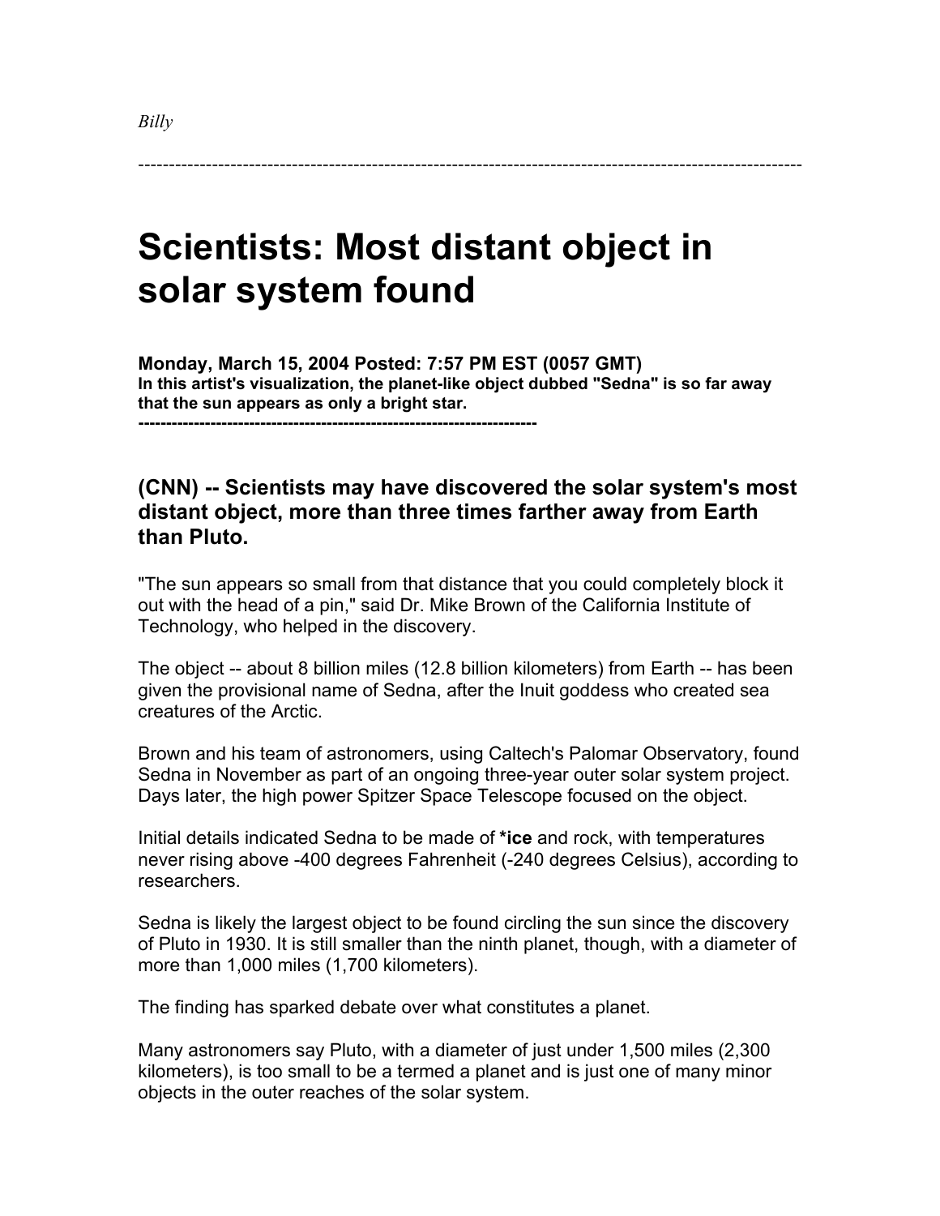*Billy*

---

# Scientists: Most distant object in solar system found

**Monday, March 15, 2004 Posted: 7:57 PM EST (0057 GMT)**
**In this artist's visualization, the planet-like object dubbed "Sedna" is so far away that the sun appears as only a bright star.**

---

### (CNN) -- Scientists may have discovered the solar system's most distant object, more than three times farther away from Earth than Pluto.

"The sun appears so small from that distance that you could completely block it out with the head of a pin," said Dr. Mike Brown of the California Institute of Technology, who helped in the discovery.

The object -- about 8 billion miles (12.8 billion kilometers) from Earth -- has been given the provisional name of Sedna, after the Inuit goddess who created sea creatures of the Arctic.

Brown and his team of astronomers, using Caltech's Palomar Observatory, found Sedna in November as part of an ongoing three-year outer solar system project. Days later, the high power Spitzer Space Telescope focused on the object.

Initial details indicated Sedna to be made of ***ice** and rock, with temperatures never rising above -400 degrees Fahrenheit (-240 degrees Celsius), according to researchers.

Sedna is likely the largest object to be found circling the sun since the discovery of Pluto in 1930. It is still smaller than the ninth planet, though, with a diameter of more than 1,000 miles (1,700 kilometers).

The finding has sparked debate over what constitutes a planet.

Many astronomers say Pluto, with a diameter of just under 1,500 miles (2,300 kilometers), is too small to be a termed a planet and is just one of many minor objects in the outer reaches of the solar system.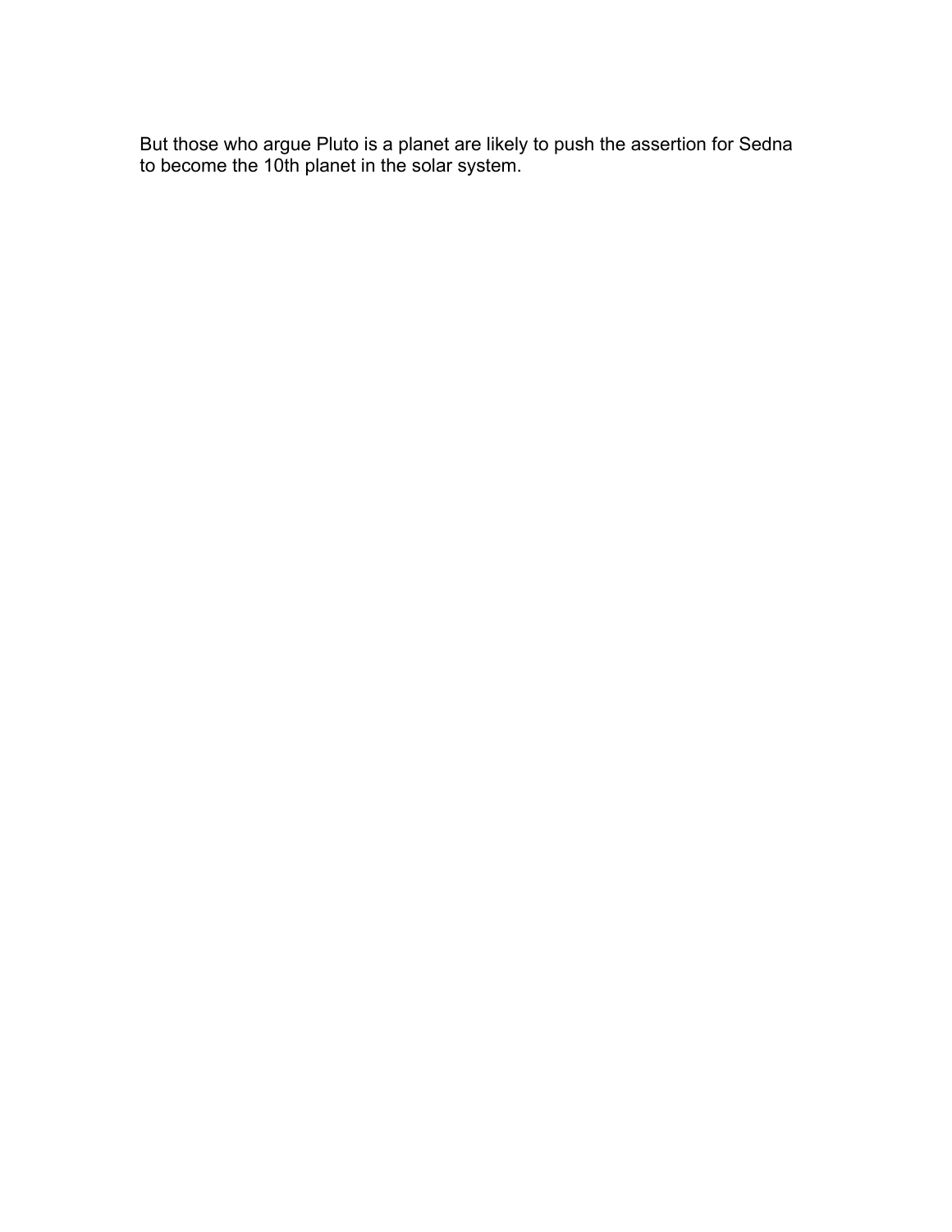But those who argue Pluto is a planet are likely to push the assertion for Sedna to become the 10th planet in the solar system.